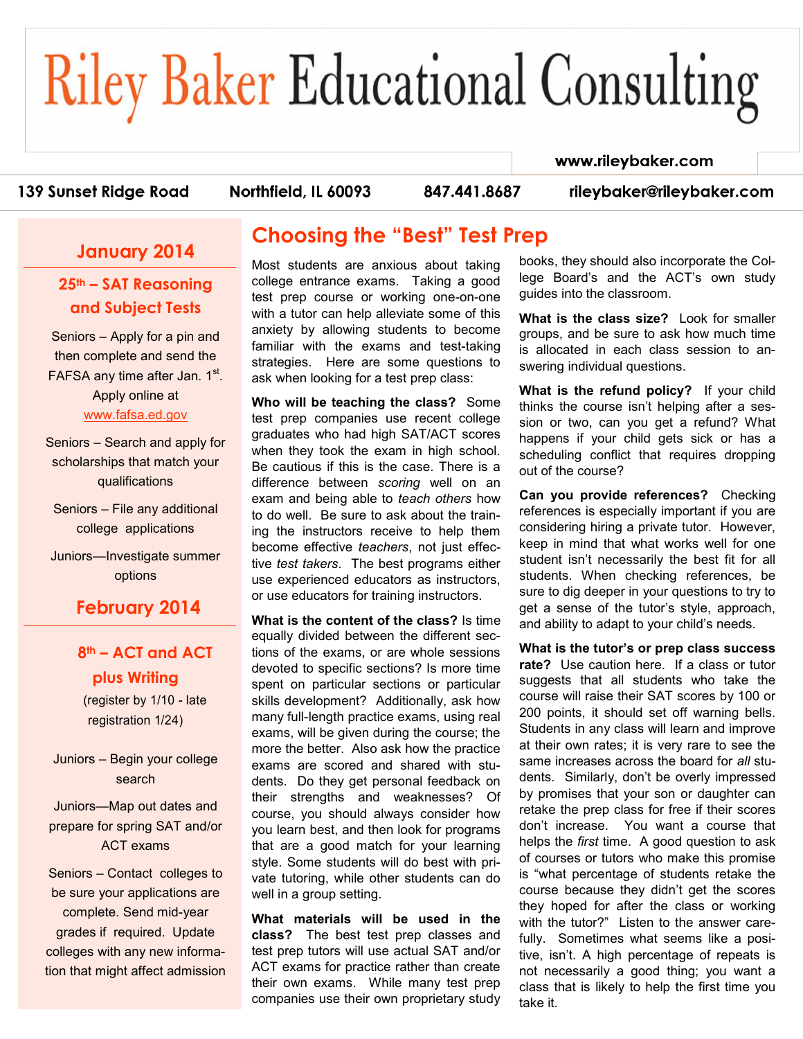# Riley Baker Educational Consulting

www.rileybaker.com

139 Sunset Ridge Road | Northfield, IL 60093 | 847.441.8687 | rileybaker@rileybaker.com

## January 2014

### 25th – SAT Reasoning and Subject Tests

Seniors – Apply for a pin and then complete and send the FAFSA any time after Jan. 1st. Apply online at www.fafsa.ed.gov

Seniors – Search and apply for scholarships that match your qualifications

Seniors – File any additional college applications

Juniors—Investigate summer options

## February 2014

### 8th – ACT and ACT plus Writing

(register by 1/10 - late registration 1/24)

Juniors – Begin your college search

Juniors—Map out dates and prepare for spring SAT and/or ACT exams

Seniors – Contact colleges to be sure your applications are complete. Send mid-year grades if required. Update colleges with any new information that might affect admission

## Choosing the "Best" Test Prep

Most students are anxious about taking college entrance exams. Taking a good test prep course or working one-on-one with a tutor can help alleviate some of this anxiety by allowing students to become familiar with the exams and test-taking strategies. Here are some questions to ask when looking for a test prep class:

**Who will be teaching the class?** Some test prep companies use recent college graduates who had high SAT/ACT scores when they took the exam in high school. Be cautious if this is the case. There is a difference between *scoring* well on an exam and being able to *teach others* how to do well. Be sure to ask about the training the instructors receive to help them become effective *teachers*, not just effective *test takers*. The best programs either use experienced educators as instructors, or use educators for training instructors.

**What is the content of the class?** Is time equally divided between the different sections of the exams, or are whole sessions devoted to specific sections? Is more time spent on particular sections or particular skills development? Additionally, ask how many full-length practice exams, using real exams, will be given during the course; the more the better. Also ask how the practice exams are scored and shared with students. Do they get personal feedback on their strengths and weaknesses? Of course, you should always consider how you learn best, and then look for programs that are a good match for your learning style. Some students will do best with private tutoring, while other students can do well in a group setting.

**What materials will be used in the class?** The best test prep classes and test prep tutors will use actual SAT and/or ACT exams for practice rather than create their own exams. While many test prep companies use their own proprietary study books, they should also incorporate the College Board's and the ACT's own study guides into the classroom.

**What is the class size?** Look for smaller groups, and be sure to ask how much time is allocated in each class session to answering individual questions.

**What is the refund policy?** If your child thinks the course isn't helping after a session or two, can you get a refund? What happens if your child gets sick or has a scheduling conflict that requires dropping out of the course?

**Can you provide references?** Checking references is especially important if you are considering hiring a private tutor. However, keep in mind that what works well for one student isn't necessarily the best fit for all students. When checking references, be sure to dig deeper in your questions to try to get a sense of the tutor's style, approach, and ability to adapt to your child's needs.

**What is the tutor's or prep class success rate?** Use caution here. If a class or tutor suggests that all students who take the course will raise their SAT scores by 100 or 200 points, it should set off warning bells. Students in any class will learn and improve at their own rates; it is very rare to see the same increases across the board for *all* students. Similarly, don't be overly impressed by promises that your son or daughter can retake the prep class for free if their scores don't increase. You want a course that helps the *first* time. A good question to ask of courses or tutors who make this promise is "what percentage of students retake the course because they didn't get the scores they hoped for after the class or working with the tutor?" Listen to the answer carefully. Sometimes what seems like a positive, isn't. A high percentage of repeats is not necessarily a good thing; you want a class that is likely to help the first time you take it.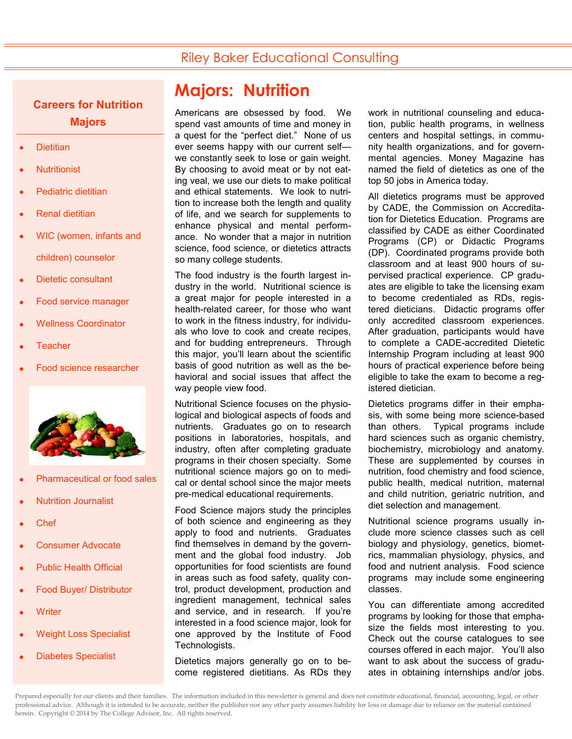# Majors: Nutrition

Americans are obsessed by food. We spend vast amounts of time and money in a quest for the "perfect diet." None of us ever seems happy with our current self—we constantly seek to lose or gain weight. By choosing to avoid meat or by not eating veal, we use our diets to make political and ethical statements. We look to nutrition to increase both the length and quality of life, and we search for supplements to enhance physical and mental performance. No wonder that a major in nutrition science, food science, or dietetics attracts so many college students.

The food industry is the fourth largest industry in the world. Nutritional science is a great major for people interested in a health-related career, for those who want to work in the fitness industry, for individuals who love to cook and create recipes, and for budding entrepreneurs. Through this major, you'll learn about the scientific basis of good nutrition as well as the behavioral and social issues that affect the way people view food.

Nutritional Science focuses on the physiological and biological aspects of foods and nutrients. Graduates go on to research positions in laboratories, hospitals, and industry, often after completing graduate programs in their chosen specialty. Some nutritional science majors go on to medical or dental school since the major meets pre-medical educational requirements.

Food Science majors study the principles of both science and engineering as they apply to food and nutrients. Graduates find themselves in demand by the government and the global food industry. Job opportunities for food scientists are found in areas such as food safety, quality control, product development, production and ingredient management, technical sales and service, and in research. If you're interested in a food science major, look for one approved by the Institute of Food Technologists.

Dietetics majors generally go on to become registered dietitians. As RDs they work in nutritional counseling and education, public health programs, in wellness centers and hospital settings, in community health organizations, and for governmental agencies. Money Magazine has named the field of dietetics as one of the top 50 jobs in America today.

All dietetics programs must be approved by CADE, the Commission on Accreditation for Dietetics Education. Programs are classified by CADE as either Coordinated Programs (CP) or Didactic Programs (DP). Coordinated programs provide both classroom and at least 900 hours of supervised practical experience. CP graduates are eligible to take the licensing exam to become credentialed as RDs, registered dieticians. Didactic programs offer only accredited classroom experiences. After graduation, participants would have to complete a CADE-accredited Dietetic Internship Program including at least 900 hours of practical experience before being eligible to take the exam to become a registered dietician.

Dietetics programs differ in their emphasis, with some being more science-based than others. Typical programs include hard sciences such as organic chemistry, biochemistry, microbiology and anatomy. These are supplemented by courses in nutrition, food chemistry and food science, public health, medical nutrition, maternal and child nutrition, geriatric nutrition, and diet selection and management.

Nutritional science programs usually include more science classes such as cell biology and physiology, genetics, biometrics, mammalian physiology, physics, and food and nutrient analysis. Food science programs may include some engineering classes.

You can differentiate among accredited programs by looking for those that emphasize the fields most interesting to you. Check out the course catalogues to see courses offered in each major. You'll also want to ask about the success of graduates in obtaining internships and/or jobs.

## Careers for Nutrition Majors

- Dietitian
- Nutritionist
- Pediatric dietitian
- Renal dietitian
- WIC (women, infants and children) counselor
- Dietetic consultant
- Food service manager
- Wellness Coordinator
- Teacher
- Food science researcher
- Pharmaceutical or food sales
- Nutrition Journalist
- Chef
- Consumer Advocate
- Public Health Official
- Food Buyer/ Distributor
- Writer
- Weight Loss Specialist
- Diabetes Specialist

Prepared especially for our clients and their families. The information included in this newsletter is general and does not constitute educational, financial, accounting, legal, or other professional advice. Although it is intended to be accurate, neither the publisher nor any other party assumes liability for loss or damage due to reliance on the material contained herein. Copyright © 2014 by The College Advisor, Inc. All rights reserved.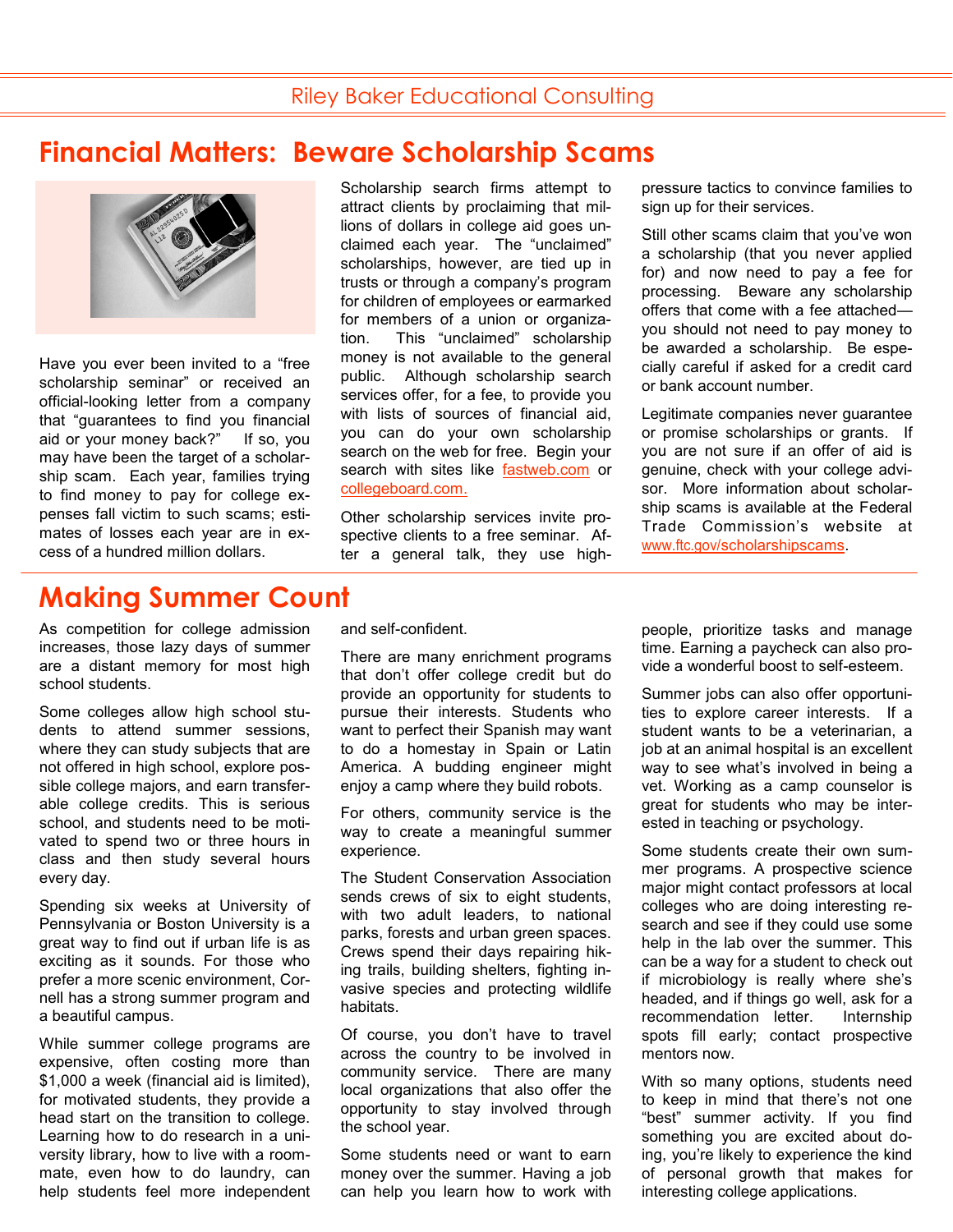Riley Baker Educational Consulting

# Financial Matters: Beware Scholarship Scams

Have you ever been invited to a "free scholarship seminar" or received an official-looking letter from a company that "guarantees to find you financial aid or your money back?" If so, you may have been the target of a scholarship scam. Each year, families trying to find money to pay for college expenses fall victim to such scams; estimates of losses each year are in excess of a hundred million dollars.

Scholarship search firms attempt to attract clients by proclaiming that millions of dollars in college aid goes unclaimed each year. The "unclaimed" scholarships, however, are tied up in trusts or through a company's program for children of employees or earmarked for members of a union or organization. This "unclaimed" scholarship money is not available to the general public. Although scholarship search services offer, for a fee, to provide you with lists of sources of financial aid, you can do your own scholarship search on the web for free. Begin your search with sites like fastweb.com or collegeboard.com.

Other scholarship services invite prospective clients to a free seminar. After a general talk, they use high-pressure tactics to convince families to sign up for their services.

Still other scams claim that you've won a scholarship (that you never applied for) and now need to pay a fee for processing. Beware any scholarship offers that come with a fee attached—you should not need to pay money to be awarded a scholarship. Be especially careful if asked for a credit card or bank account number.

Legitimate companies never guarantee or promise scholarships or grants. If you are not sure if an offer of aid is genuine, check with your college advisor. More information about scholarship scams is available at the Federal Trade Commission's website at www.ftc.gov/scholarshipscams.

# Making Summer Count

As competition for college admission increases, those lazy days of summer are a distant memory for most high school students.

Some colleges allow high school students to attend summer sessions, where they can study subjects that are not offered in high school, explore possible college majors, and earn transferable college credits. This is serious school, and students need to be motivated to spend two or three hours in class and then study several hours every day.

Spending six weeks at University of Pennsylvania or Boston University is a great way to find out if urban life is as exciting as it sounds. For those who prefer a more scenic environment, Cornell has a strong summer program and a beautiful campus.

While summer college programs are expensive, often costing more than $1,000 a week (financial aid is limited), for motivated students, they provide a head start on the transition to college. Learning how to do research in a university library, how to live with a roommate, even how to do laundry, can help students feel more independent and self-confident.

There are many enrichment programs that don't offer college credit but do provide an opportunity for students to pursue their interests. Students who want to perfect their Spanish may want to do a homestay in Spain or Latin America. A budding engineer might enjoy a camp where they build robots.

For others, community service is the way to create a meaningful summer experience.

The Student Conservation Association sends crews of six to eight students, with two adult leaders, to national parks, forests and urban green spaces. Crews spend their days repairing hiking trails, building shelters, fighting invasive species and protecting wildlife habitats.

Of course, you don't have to travel across the country to be involved in community service. There are many local organizations that also offer the opportunity to stay involved through the school year.

Some students need or want to earn money over the summer. Having a job can help you learn how to work with people, prioritize tasks and manage time. Earning a paycheck can also provide a wonderful boost to self-esteem.

Summer jobs can also offer opportunities to explore career interests. If a student wants to be a veterinarian, a job at an animal hospital is an excellent way to see what's involved in being a vet. Working as a camp counselor is great for students who may be interested in teaching or psychology.

Some students create their own summer programs. A prospective science major might contact professors at local colleges who are doing interesting research and see if they could use some help in the lab over the summer. This can be a way for a student to check out if microbiology is really where she's headed, and if things go well, ask for a recommendation letter. Internship spots fill early; contact prospective mentors now.

With so many options, students need to keep in mind that there's not one "best" summer activity. If you find something you are excited about doing, you're likely to experience the kind of personal growth that makes for interesting college applications.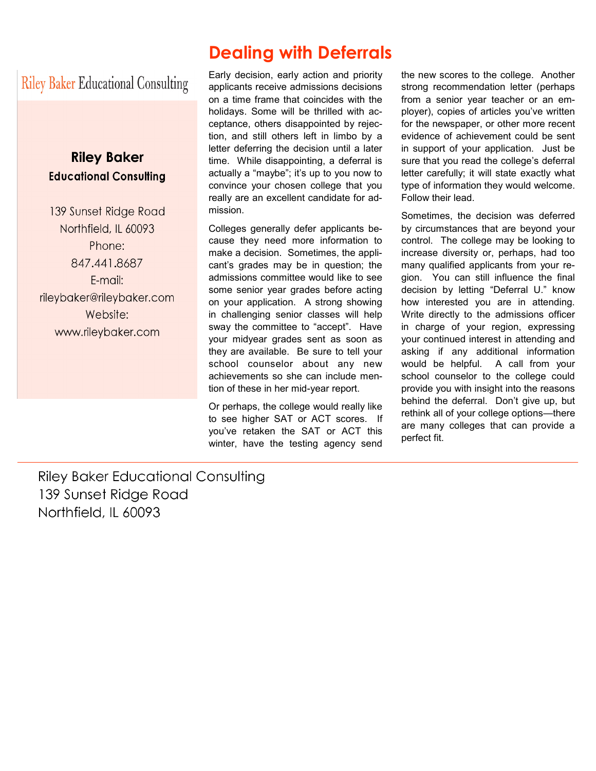Riley Baker Educational Consulting

**Riley Baker**
**Educational Consulting**

139 Sunset Ridge Road
Northfield, IL 60093
Phone:
847.441.8687
E-mail:
rileybaker@rileybaker.com
Website:
www.rileybaker.com

# Dealing with Deferrals

Early decision, early action and priority applicants receive admissions decisions on a time frame that coincides with the holidays. Some will be thrilled with acceptance, others disappointed by rejection, and still others left in limbo by a letter deferring the decision until a later time. While disappointing, a deferral is actually a "maybe"; it's up to you now to convince your chosen college that you really are an excellent candidate for admission.

Colleges generally defer applicants because they need more information to make a decision. Sometimes, the applicant's grades may be in question; the admissions committee would like to see some senior year grades before acting on your application. A strong showing in challenging senior classes will help sway the committee to "accept". Have your midyear grades sent as soon as they are available. Be sure to tell your school counselor about any new achievements so she can include mention of these in her mid-year report.

Or perhaps, the college would really like to see higher SAT or ACT scores. If you've retaken the SAT or ACT this winter, have the testing agency send the new scores to the college. Another strong recommendation letter (perhaps from a senior year teacher or an employer), copies of articles you've written for the newspaper, or other more recent evidence of achievement could be sent in support of your application. Just be sure that you read the college's deferral letter carefully; it will state exactly what type of information they would welcome. Follow their lead.

Sometimes, the decision was deferred by circumstances that are beyond your control. The college may be looking to increase diversity or, perhaps, had too many qualified applicants from your region. You can still influence the final decision by letting "Deferral U." know how interested you are in attending. Write directly to the admissions officer in charge of your region, expressing your continued interest in attending and asking if any additional information would be helpful. A call from your school counselor to the college could provide you with insight into the reasons behind the deferral. Don't give up, but rethink all of your college options—there are many colleges that can provide a perfect fit.

---

Riley Baker Educational Consulting
139 Sunset Ridge Road
Northfield, IL 60093